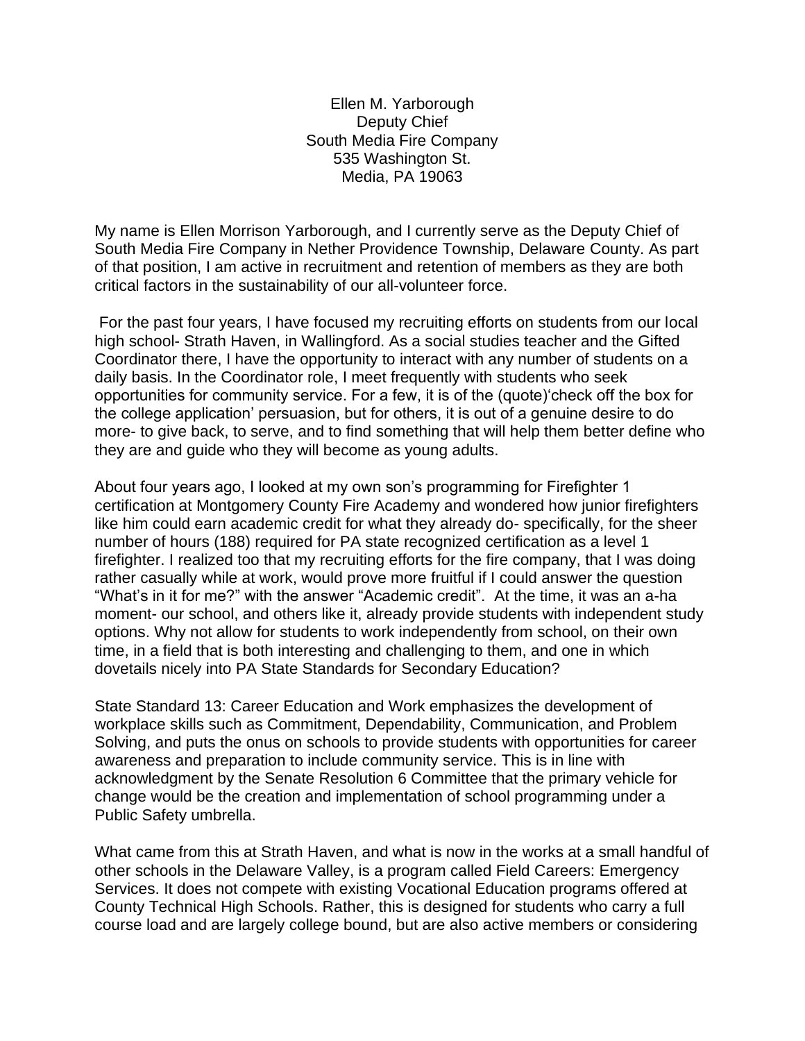Ellen M. Yarborough
Deputy Chief
South Media Fire Company
535 Washington St.
Media, PA 19063

My name is Ellen Morrison Yarborough, and I currently serve as the Deputy Chief of South Media Fire Company in Nether Providence Township, Delaware County. As part of that position, I am active in recruitment and retention of members as they are both critical factors in the sustainability of our all-volunteer force.

For the past four years, I have focused my recruiting efforts on students from our local high school- Strath Haven, in Wallingford. As a social studies teacher and the Gifted Coordinator there, I have the opportunity to interact with any number of students on a daily basis. In the Coordinator role, I meet frequently with students who seek opportunities for community service. For a few, it is of the (quote)'check off the box for the college application' persuasion, but for others, it is out of a genuine desire to do more- to give back, to serve, and to find something that will help them better define who they are and guide who they will become as young adults.

About four years ago, I looked at my own son's programming for Firefighter 1 certification at Montgomery County Fire Academy and wondered how junior firefighters like him could earn academic credit for what they already do- specifically, for the sheer number of hours (188) required for PA state recognized certification as a level 1 firefighter. I realized too that my recruiting efforts for the fire company, that I was doing rather casually while at work, would prove more fruitful if I could answer the question "What's in it for me?" with the answer "Academic credit". At the time, it was an a-ha moment- our school, and others like it, already provide students with independent study options. Why not allow for students to work independently from school, on their own time, in a field that is both interesting and challenging to them, and one in which dovetails nicely into PA State Standards for Secondary Education?

State Standard 13: Career Education and Work emphasizes the development of workplace skills such as Commitment, Dependability, Communication, and Problem Solving, and puts the onus on schools to provide students with opportunities for career awareness and preparation to include community service. This is in line with acknowledgment by the Senate Resolution 6 Committee that the primary vehicle for change would be the creation and implementation of school programming under a Public Safety umbrella.

What came from this at Strath Haven, and what is now in the works at a small handful of other schools in the Delaware Valley, is a program called Field Careers: Emergency Services. It does not compete with existing Vocational Education programs offered at County Technical High Schools. Rather, this is designed for students who carry a full course load and are largely college bound, but are also active members or considering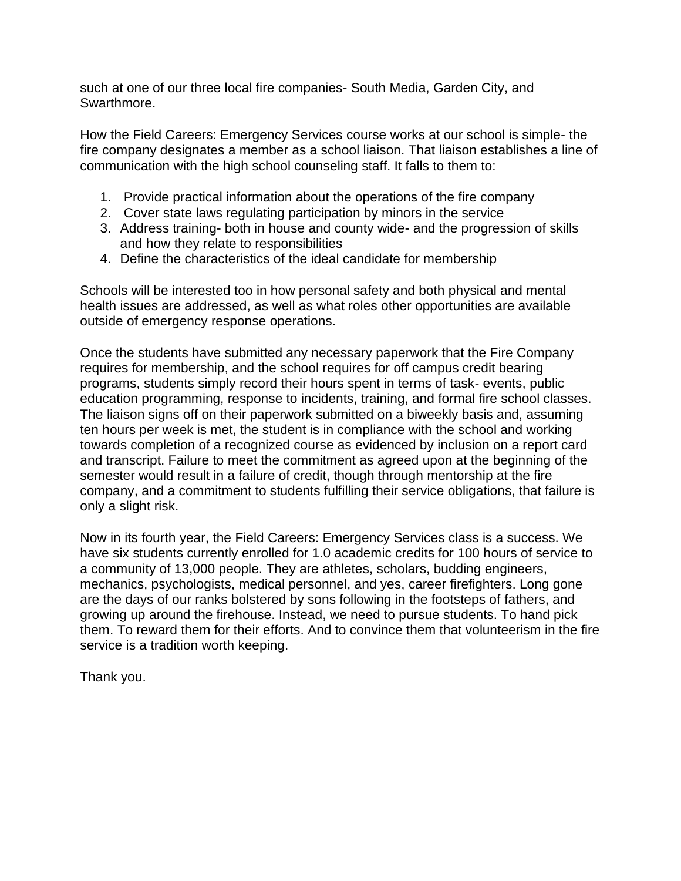such at one of our three local fire companies- South Media, Garden City, and Swarthmore.

How the Field Careers: Emergency Services course works at our school is simple- the fire company designates a member as a school liaison. That liaison establishes a line of communication with the high school counseling staff. It falls to them to:

1. Provide practical information about the operations of the fire company
2. Cover state laws regulating participation by minors in the service
3. Address training- both in house and county wide- and the progression of skills and how they relate to responsibilities
4. Define the characteristics of the ideal candidate for membership

Schools will be interested too in how personal safety and both physical and mental health issues are addressed, as well as what roles other opportunities are available outside of emergency response operations.

Once the students have submitted any necessary paperwork that the Fire Company requires for membership, and the school requires for off campus credit bearing programs, students simply record their hours spent in terms of task- events, public education programming, response to incidents, training, and formal fire school classes. The liaison signs off on their paperwork submitted on a biweekly basis and, assuming ten hours per week is met, the student is in compliance with the school and working towards completion of a recognized course as evidenced by inclusion on a report card and transcript. Failure to meet the commitment as agreed upon at the beginning of the semester would result in a failure of credit, though through mentorship at the fire company, and a commitment to students fulfilling their service obligations, that failure is only a slight risk.

Now in its fourth year, the Field Careers: Emergency Services class is a success. We have six students currently enrolled for 1.0 academic credits for 100 hours of service to a community of 13,000 people. They are athletes, scholars, budding engineers, mechanics, psychologists, medical personnel, and yes, career firefighters. Long gone are the days of our ranks bolstered by sons following in the footsteps of fathers, and growing up around the firehouse. Instead, we need to pursue students. To hand pick them. To reward them for their efforts. And to convince them that volunteerism in the fire service is a tradition worth keeping.

Thank you.